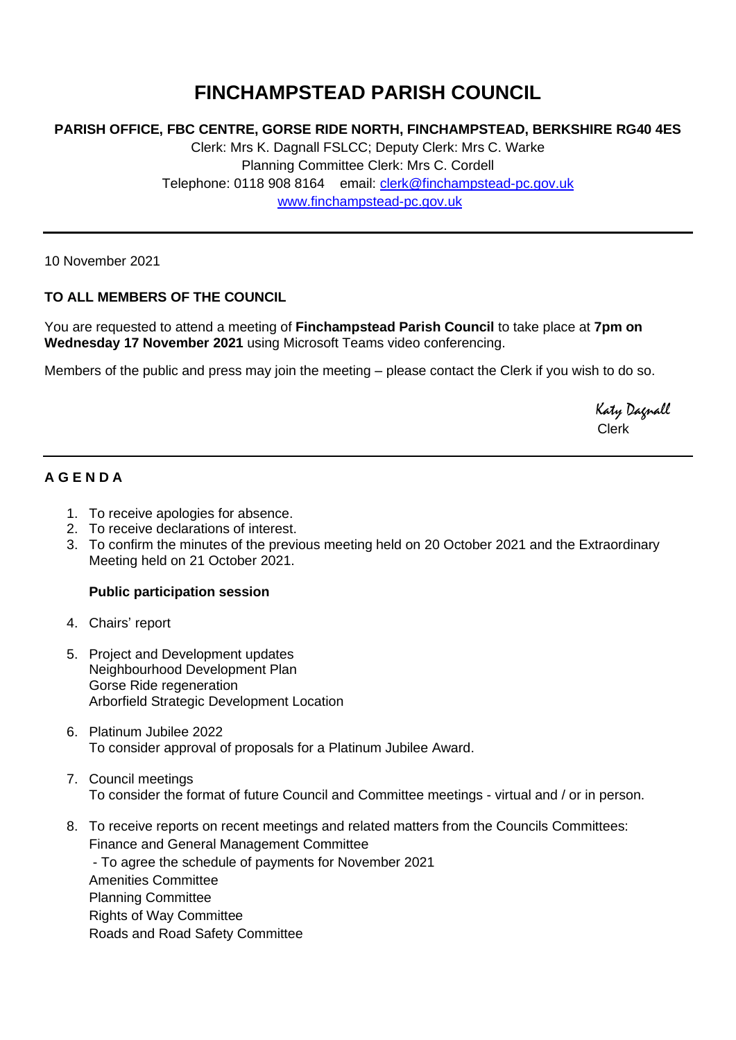# FINCHAMPSTEAD PARISH COUNCIL

**PARISH OFFICE, FBC CENTRE, GORSE RIDE NORTH, FINCHAMPSTEAD, BERKSHIRE RG40 4ES**

Clerk: Mrs K. Dagnall FSLCC; Deputy Clerk: Mrs C. Warke
Planning Committee Clerk: Mrs C. Cordell
Telephone: 0118 908 8164 email: clerk@finchampstead-pc.gov.uk
www.finchampstead-pc.gov.uk

---

10 November 2021

**TO ALL MEMBERS OF THE COUNCIL**

You are requested to attend a meeting of **Finchampstead Parish Council** to take place at **7pm on Wednesday 17 November 2021** using Microsoft Teams video conferencing.

Members of the public and press may join the meeting – please contact the Clerk if you wish to do so.

Katy Dagnall
Clerk

---

**A G E N D A**

1. To receive apologies for absence.
2. To receive declarations of interest.
3. To confirm the minutes of the previous meeting held on 20 October 2021 and the Extraordinary Meeting held on 21 October 2021.

   **Public participation session**

4. Chairs' report
5. Project and Development updates
   Neighbourhood Development Plan
   Gorse Ride regeneration
   Arborfield Strategic Development Location
6. Platinum Jubilee 2022
   To consider approval of proposals for a Platinum Jubilee Award.
7. Council meetings
   To consider the format of future Council and Committee meetings - virtual and / or in person.
8. To receive reports on recent meetings and related matters from the Councils Committees:
   Finance and General Management Committee
   - To agree the schedule of payments for November 2021

   Amenities Committee
   Planning Committee
   Rights of Way Committee
   Roads and Road Safety Committee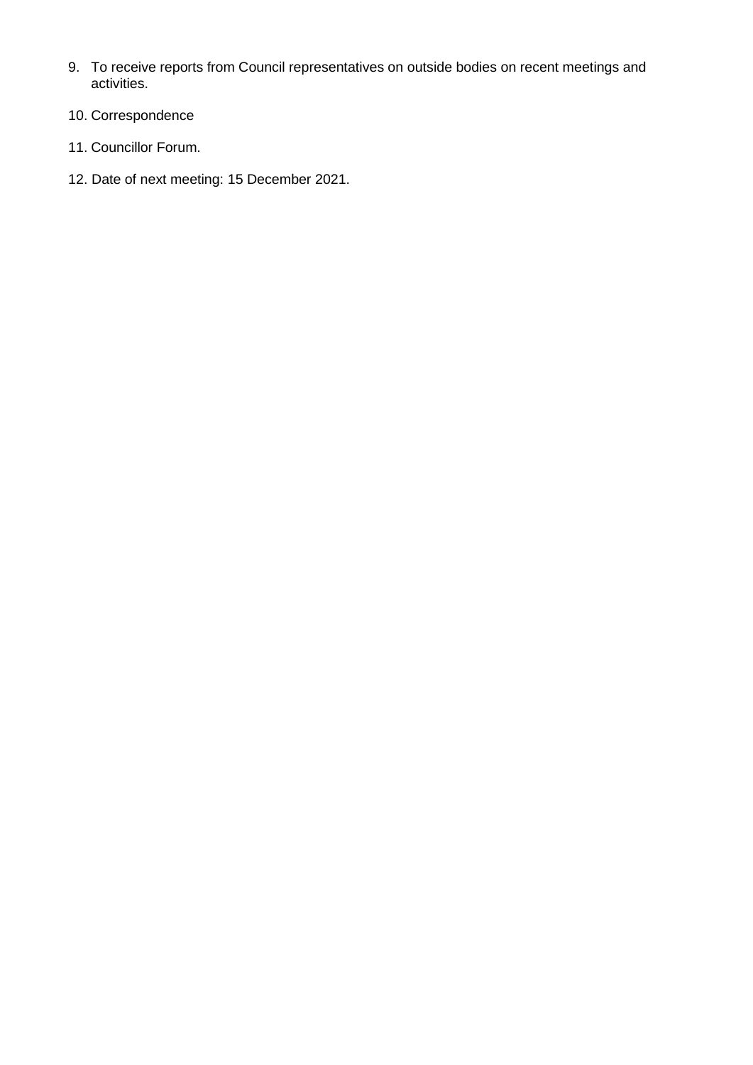9. To receive reports from Council representatives on outside bodies on recent meetings and activities.

10. Correspondence

11. Councillor Forum.

12. Date of next meeting: 15 December 2021.